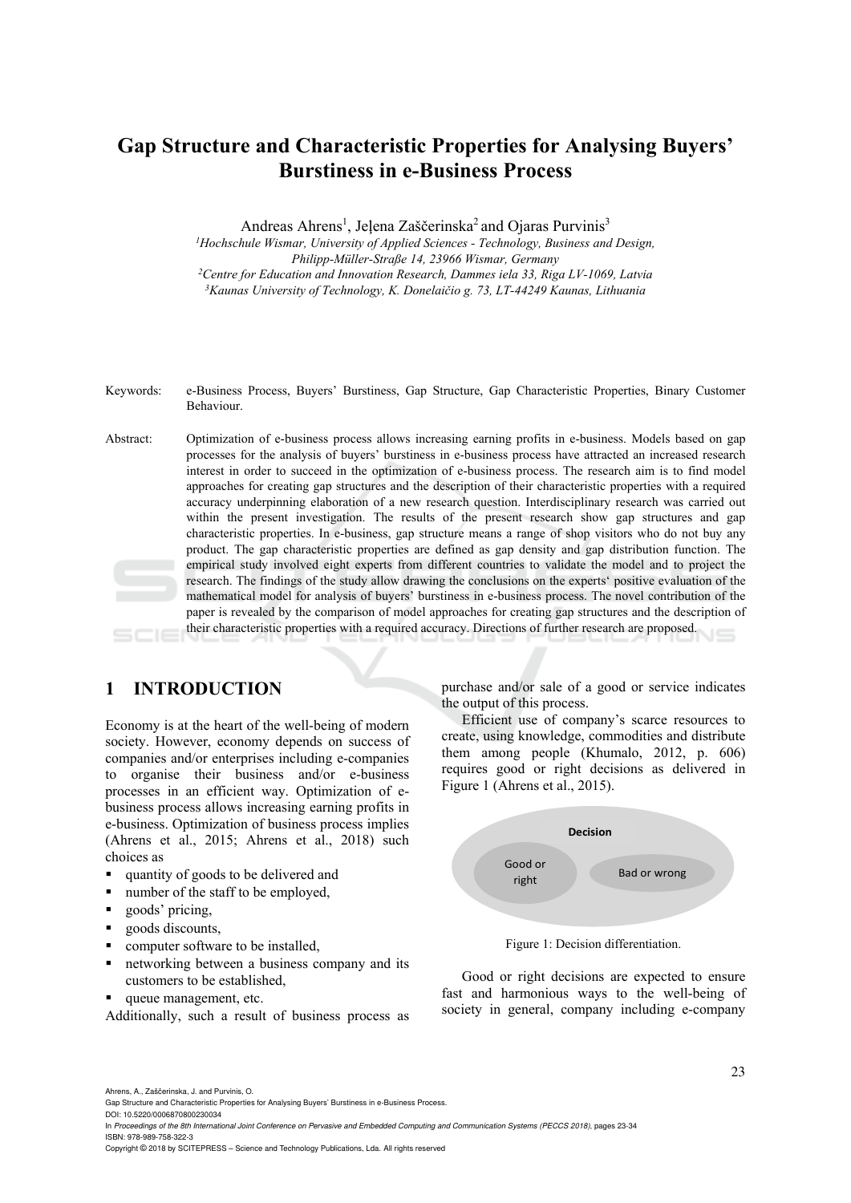# Gap Structure and Characteristic Properties for Analysing Buyers' Burstiness in e-Business Process

Andreas Ahrens[1], Jeļena Zaščerinska[2] and Ojaras Purvinis[3]

[1]Hochschule Wismar, University of Applied Sciences - Technology, Business and Design, Philipp-Müller-Straße 14, 23966 Wismar, Germany
[2]Centre for Education and Innovation Research, Dammes iela 33, Riga LV-1069, Latvia
[3]Kaunas University of Technology, K. Donelaičio g. 73, LT-44249 Kaunas, Lithuania

Keywords: e-Business Process, Buyers' Burstiness, Gap Structure, Gap Characteristic Properties, Binary Customer Behaviour.

Abstract: Optimization of e-business process allows increasing earning profits in e-business. Models based on gap processes for the analysis of buyers' burstiness in e-business process have attracted an increased research interest in order to succeed in the optimization of e-business process. The research aim is to find model approaches for creating gap structures and the description of their characteristic properties with a required accuracy underpinning elaboration of a new research question. Interdisciplinary research was carried out within the present investigation. The results of the present research show gap structures and gap characteristic properties. In e-business, gap structure means a range of shop visitors who do not buy any product. The gap characteristic properties are defined as gap density and gap distribution function. The empirical study involved eight experts from different countries to validate the model and to project the research. The findings of the study allow drawing the conclusions on the experts' positive evaluation of the mathematical model for analysis of buyers' burstiness in e-business process. The novel contribution of the paper is revealed by the comparison of model approaches for creating gap structures and the description of their characteristic properties with a required accuracy. Directions of further research are proposed.

## 1 INTRODUCTION

Economy is at the heart of the well-being of modern society. However, economy depends on success of companies and/or enterprises including e-companies to organise their business and/or e-business processes in an efficient way. Optimization of e-business process allows increasing earning profits in e-business. Optimization of business process implies (Ahrens et al., 2015; Ahrens et al., 2018) such choices as

- quantity of goods to be delivered and
- number of the staff to be employed,
- goods' pricing,
- goods discounts,
- computer software to be installed,
- networking between a business company and its customers to be established,
- queue management, etc.

Additionally, such a result of business process as purchase and/or sale of a good or service indicates the output of this process.

Efficient use of company's scarce resources to create, using knowledge, commodities and distribute them among people (Khumalo, 2012, p. 606) requires good or right decisions as delivered in Figure 1 (Ahrens et al., 2015).

Decision

Good or right | Bad or wrong

Figure 1: Decision differentiation.

Good or right decisions are expected to ensure fast and harmonious ways to the well-being of society in general, company including e-company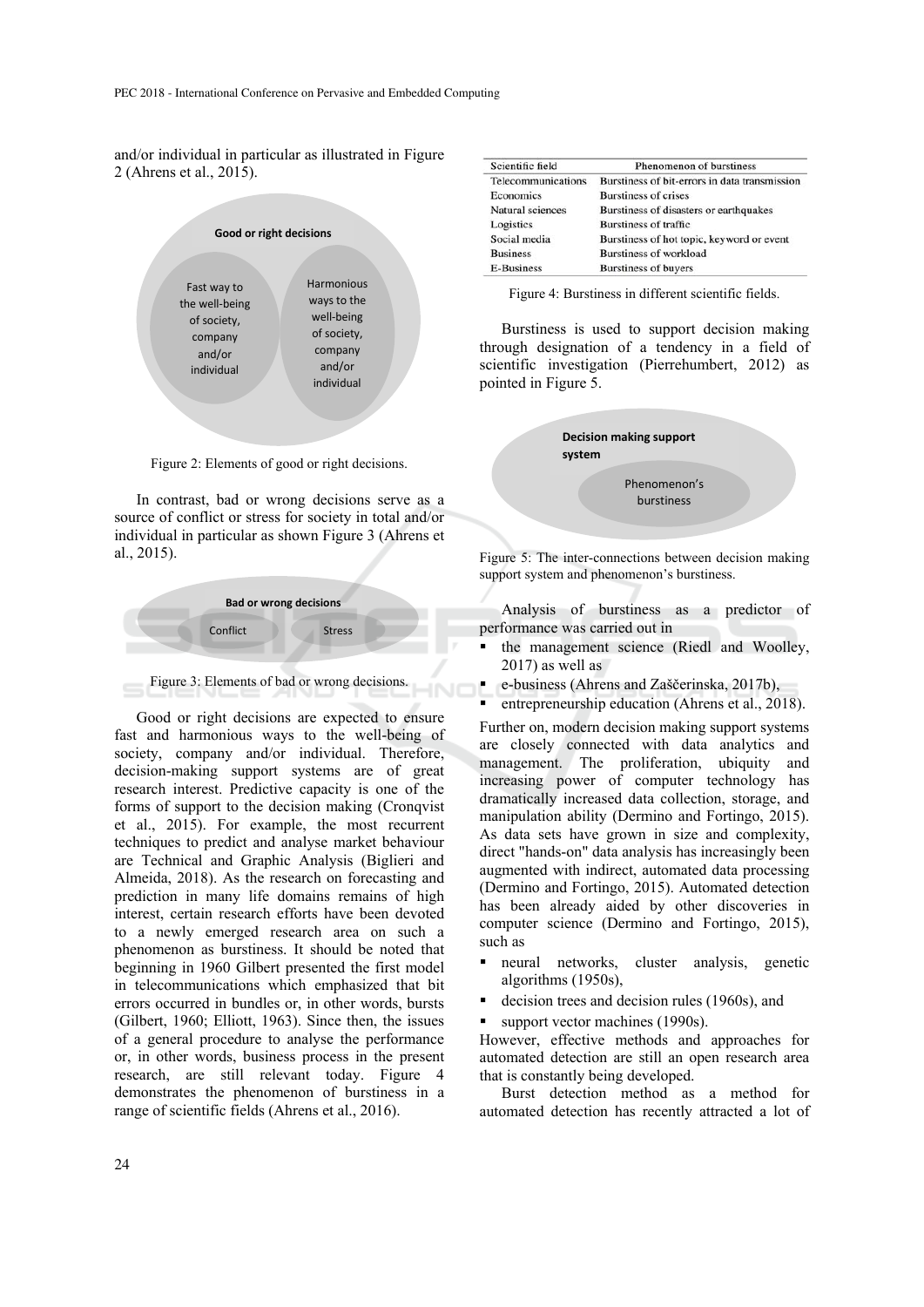and/or individual in particular as illustrated in Figure 2 (Ahrens et al., 2015).

Good or right decisions

Fast way to the well-being of society, company and/or individual

Harmonious ways to the well-being of society, company and/or individual

Figure 2: Elements of good or right decisions.

In contrast, bad or wrong decisions serve as a source of conflict or stress for society in total and/or individual in particular as shown Figure 3 (Ahrens et al., 2015).

Bad or wrong decisions

Conflict

Stress

Figure 3: Elements of bad or wrong decisions.

Good or right decisions are expected to ensure fast and harmonious ways to the well-being of society, company and/or individual. Therefore, decision-making support systems are of great research interest. Predictive capacity is one of the forms of support to the decision making (Cronqvist et al., 2015). For example, the most recurrent techniques to predict and analyse market behaviour are Technical and Graphic Analysis (Biglieri and Almeida, 2018). As the research on forecasting and prediction in many life domains remains of high interest, certain research efforts have been devoted to a newly emerged research area on such a phenomenon as burstiness. It should be noted that beginning in 1960 Gilbert presented the first model in telecommunications which emphasized that bit errors occurred in bundles or, in other words, bursts (Gilbert, 1960; Elliott, 1963). Since then, the issues of a general procedure to analyse the performance or, in other words, business process in the present research, are still relevant today. Figure 4 demonstrates the phenomenon of burstiness in a range of scientific fields (Ahrens et al., 2016).

| Scientific field | Phenomenon of burstiness |
|---|---|
| Telecommunications | Burstiness of bit-errors in data transmission |
| Economics | Burstiness of crises |
| Natural sciences | Burstiness of disasters or earthquakes |
| Logistics | Burstiness of traffic |
| Social media | Burstiness of hot topic, keyword or event |
| Business | Burstiness of workload |
| E-Business | Burstiness of buyers |

Figure 4: Burstiness in different scientific fields.

Burstiness is used to support decision making through designation of a tendency in a field of scientific investigation (Pierrehumbert, 2012) as pointed in Figure 5.

Decision making support system

Phenomenon's burstiness

Figure 5: The inter-connections between decision making support system and phenomenon's burstiness.

Analysis of burstiness as a predictor of performance was carried out in

- the management science (Riedl and Woolley, 2017) as well as
- e-business (Ahrens and Zaščerinska, 2017b),
- entrepreneurship education (Ahrens et al., 2018).

Further on, modern decision making support systems are closely connected with data analytics and management. The proliferation, ubiquity and increasing power of computer technology has dramatically increased data collection, storage, and manipulation ability (Dermino and Fortingo, 2015). As data sets have grown in size and complexity, direct "hands-on" data analysis has increasingly been augmented with indirect, automated data processing (Dermino and Fortingo, 2015). Automated detection has been already aided by other discoveries in computer science (Dermino and Fortingo, 2015), such as

- neural networks, cluster analysis, genetic algorithms (1950s),
- decision trees and decision rules (1960s), and
- support vector machines (1990s).

However, effective methods and approaches for automated detection are still an open research area that is constantly being developed.

Burst detection method as a method for automated detection has recently attracted a lot of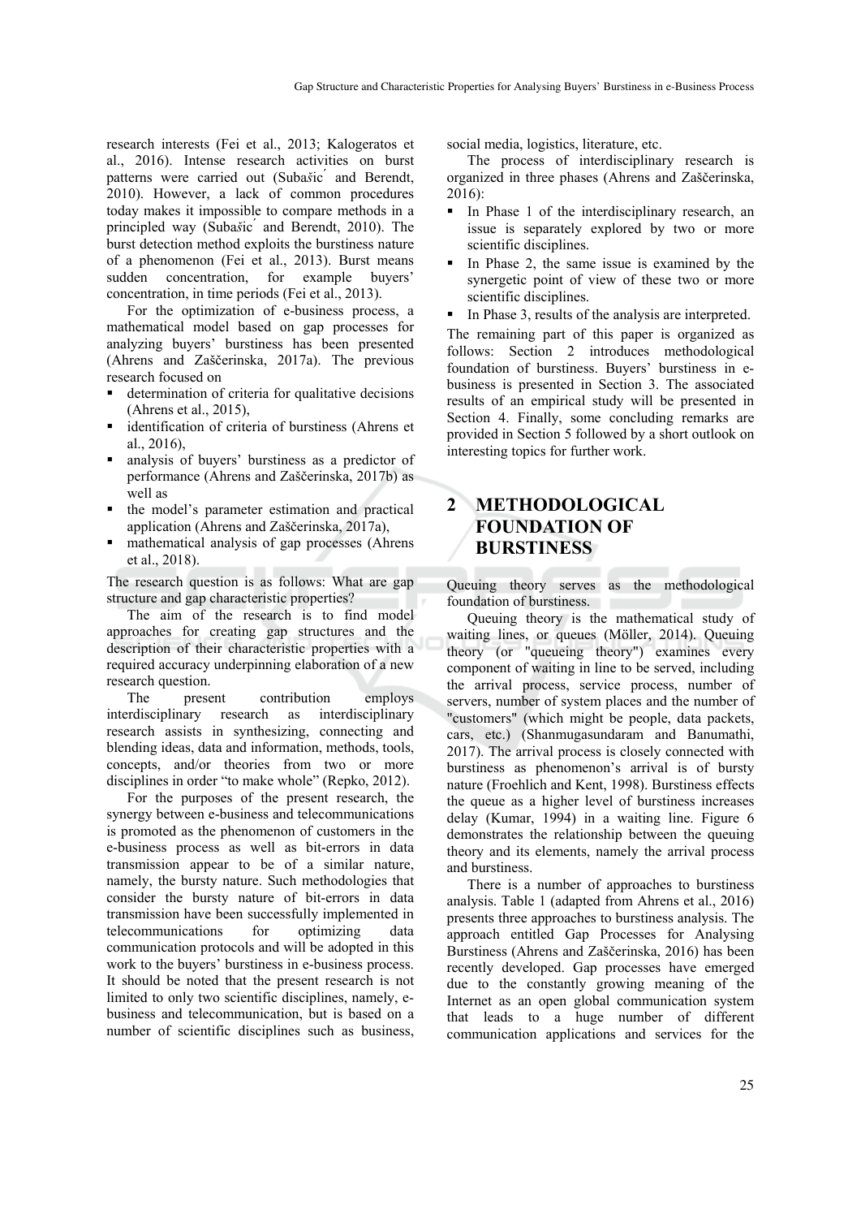research interests (Fei et al., 2013; Kalogeratos et al., 2016). Intense research activities on burst patterns were carried out (Subašić and Berendt, 2010). However, a lack of common procedures today makes it impossible to compare methods in a principled way (Subašić and Berendt, 2010). The burst detection method exploits the burstiness nature of a phenomenon (Fei et al., 2013). Burst means sudden concentration, for example buyers' concentration, in time periods (Fei et al., 2013).

For the optimization of e-business process, a mathematical model based on gap processes for analyzing buyers' burstiness has been presented (Ahrens and Zaščerinska, 2017a). The previous research focused on

- determination of criteria for qualitative decisions (Ahrens et al., 2015),
- identification of criteria of burstiness (Ahrens et al., 2016),
- analysis of buyers' burstiness as a predictor of performance (Ahrens and Zaščerinska, 2017b) as well as
- the model's parameter estimation and practical application (Ahrens and Zaščerinska, 2017a),
- mathematical analysis of gap processes (Ahrens et al., 2018).

The research question is as follows: What are gap structure and gap characteristic properties?

The aim of the research is to find model approaches for creating gap structures and the description of their characteristic properties with a required accuracy underpinning elaboration of a new research question.

The present contribution employs interdisciplinary research as interdisciplinary research assists in synthesizing, connecting and blending ideas, data and information, methods, tools, concepts, and/or theories from two or more disciplines in order "to make whole" (Repko, 2012).

For the purposes of the present research, the synergy between e-business and telecommunications is promoted as the phenomenon of customers in the e-business process as well as bit-errors in data transmission appear to be of a similar nature, namely, the bursty nature. Such methodologies that consider the bursty nature of bit-errors in data transmission have been successfully implemented in telecommunications for optimizing data communication protocols and will be adopted in this work to the buyers' burstiness in e-business process. It should be noted that the present research is not limited to only two scientific disciplines, namely, e-business and telecommunication, but is based on a number of scientific disciplines such as business, social media, logistics, literature, etc.

The process of interdisciplinary research is organized in three phases (Ahrens and Zaščerinska, 2016):

- In Phase 1 of the interdisciplinary research, an issue is separately explored by two or more scientific disciplines.
- In Phase 2, the same issue is examined by the synergetic point of view of these two or more scientific disciplines.
- In Phase 3, results of the analysis are interpreted.

The remaining part of this paper is organized as follows: Section 2 introduces methodological foundation of burstiness. Buyers' burstiness in e-business is presented in Section 3. The associated results of an empirical study will be presented in Section 4. Finally, some concluding remarks are provided in Section 5 followed by a short outlook on interesting topics for further work.

## 2 METHODOLOGICAL FOUNDATION OF BURSTINESS

Queuing theory serves as the methodological foundation of burstiness.

Queuing theory is the mathematical study of waiting lines, or queues (Möller, 2014). Queuing theory (or "queueing theory") examines every component of waiting in line to be served, including the arrival process, service process, number of servers, number of system places and the number of "customers" (which might be people, data packets, cars, etc.) (Shanmugasundaram and Banumathi, 2017). The arrival process is closely connected with burstiness as phenomenon's arrival is of bursty nature (Froehlich and Kent, 1998). Burstiness effects the queue as a higher level of burstiness increases delay (Kumar, 1994) in a waiting line. Figure 6 demonstrates the relationship between the queuing theory and its elements, namely the arrival process and burstiness.

There is a number of approaches to burstiness analysis. Table 1 (adapted from Ahrens et al., 2016) presents three approaches to burstiness analysis. The approach entitled Gap Processes for Analysing Burstiness (Ahrens and Zaščerinska, 2016) has been recently developed. Gap processes have emerged due to the constantly growing meaning of the Internet as an open global communication system that leads to a huge number of different communication applications and services for the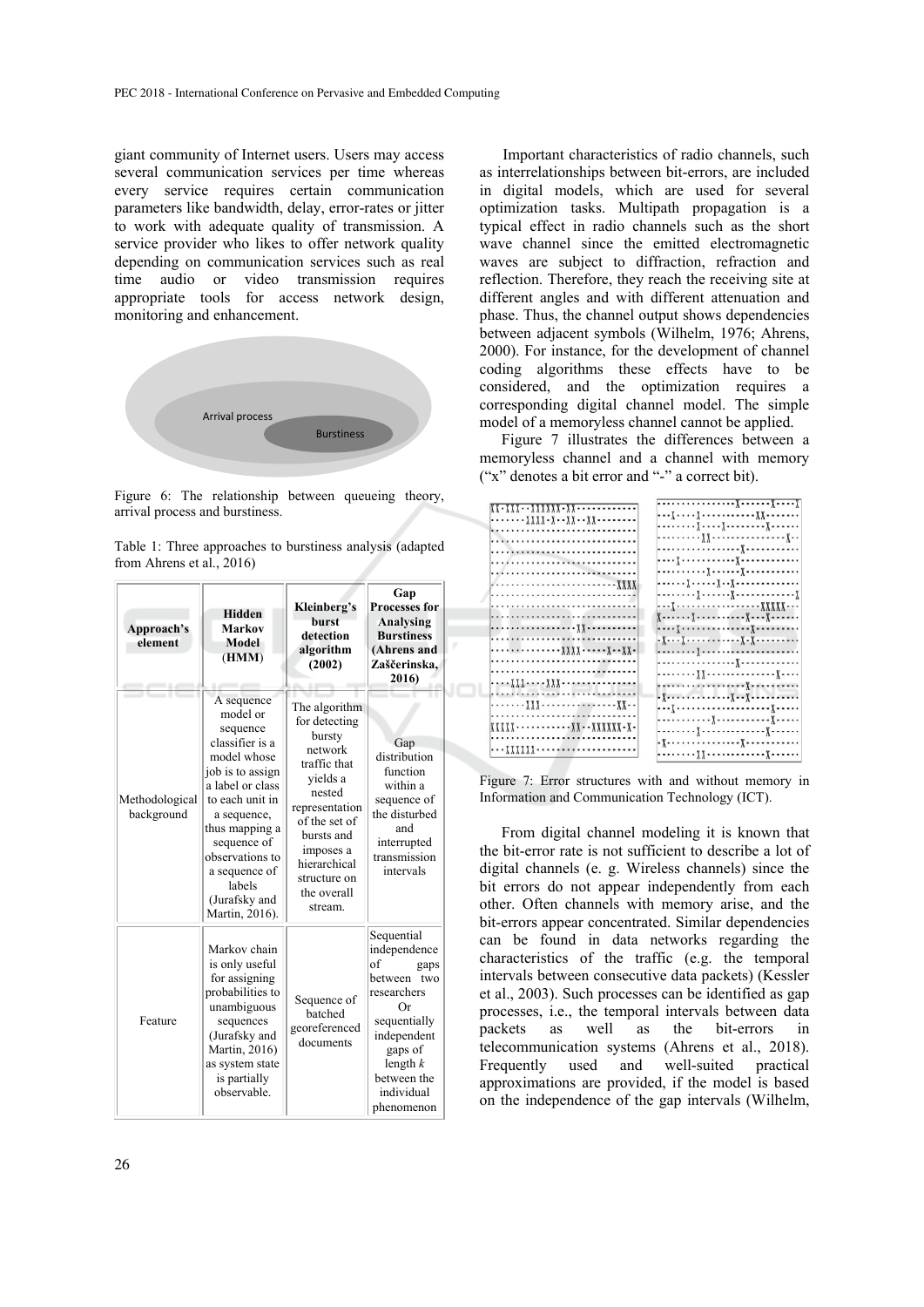giant community of Internet users. Users may access several communication services per time whereas every service requires certain communication parameters like bandwidth, delay, error-rates or jitter to work with adequate quality of transmission. A service provider who likes to offer network quality depending on communication services such as real time audio or video transmission requires appropriate tools for access network design, monitoring and enhancement.

Arrival process

Burstiness

Figure 6: The relationship between queueing theory, arrival process and burstiness.

Table 1: Three approaches to burstiness analysis (adapted from Ahrens et al., 2016)

| Approach's element | Hidden Markov Model (HMM) | Kleinberg's burst detection algorithm (2002) | Gap Processes for Analysing Burstiness (Ahrens and Zaščerinska, 2016) |
|---|---|---|---|
| Methodological background | A sequence model or sequence classifier is a model whose job is to assign a label or class to each unit in a sequence, thus mapping a sequence of observations to a sequence of labels (Jurafsky and Martin, 2016). | The algorithm for detecting bursty network traffic that yields a nested representation of the set of bursts and imposes a hierarchical structure on the overall stream. | Gap distribution function within a sequence of the disturbed and interrupted transmission intervals |
| Feature | Markov chain is only useful for assigning probabilities to unambiguous sequences (Jurafsky and Martin, 2016) as system state is partially observable. | Sequence of batched georeferenced documents | Sequential independence of gaps between two researchers Or sequentially independent gaps of length $k$ between the individual phenomenon |

Important characteristics of radio channels, such as interrelationships between bit-errors, are included in digital models, which are used for several optimization tasks. Multipath propagation is a typical effect in radio channels such as the short wave channel since the emitted electromagnetic waves are subject to diffraction, refraction and reflection. Therefore, they reach the receiving site at different angles and with different attenuation and phase. Thus, the channel output shows dependencies between adjacent symbols (Wilhelm, 1976; Ahrens, 2000). For instance, for the development of channel coding algorithms these effects have to be considered, and the optimization requires a corresponding digital channel model. The simple model of a memoryless channel cannot be applied.

Figure 7 illustrates the differences between a memoryless channel and a channel with memory ("x" denotes a bit error and "-" a correct bit).

Figure 7: Error structures with and without memory in Information and Communication Technology (ICT).

From digital channel modeling it is known that the bit-error rate is not sufficient to describe a lot of digital channels (e. g. Wireless channels) since the bit errors do not appear independently from each other. Often channels with memory arise, and the bit-errors appear concentrated. Similar dependencies can be found in data networks regarding the characteristics of the traffic (e.g. the temporal intervals between consecutive data packets) (Kessler et al., 2003). Such processes can be identified as gap processes, i.e., the temporal intervals between data packets as well as the bit-errors in telecommunication systems (Ahrens et al., 2018). Frequently used and well-suited practical approximations are provided, if the model is based on the independence of the gap intervals (Wilhelm,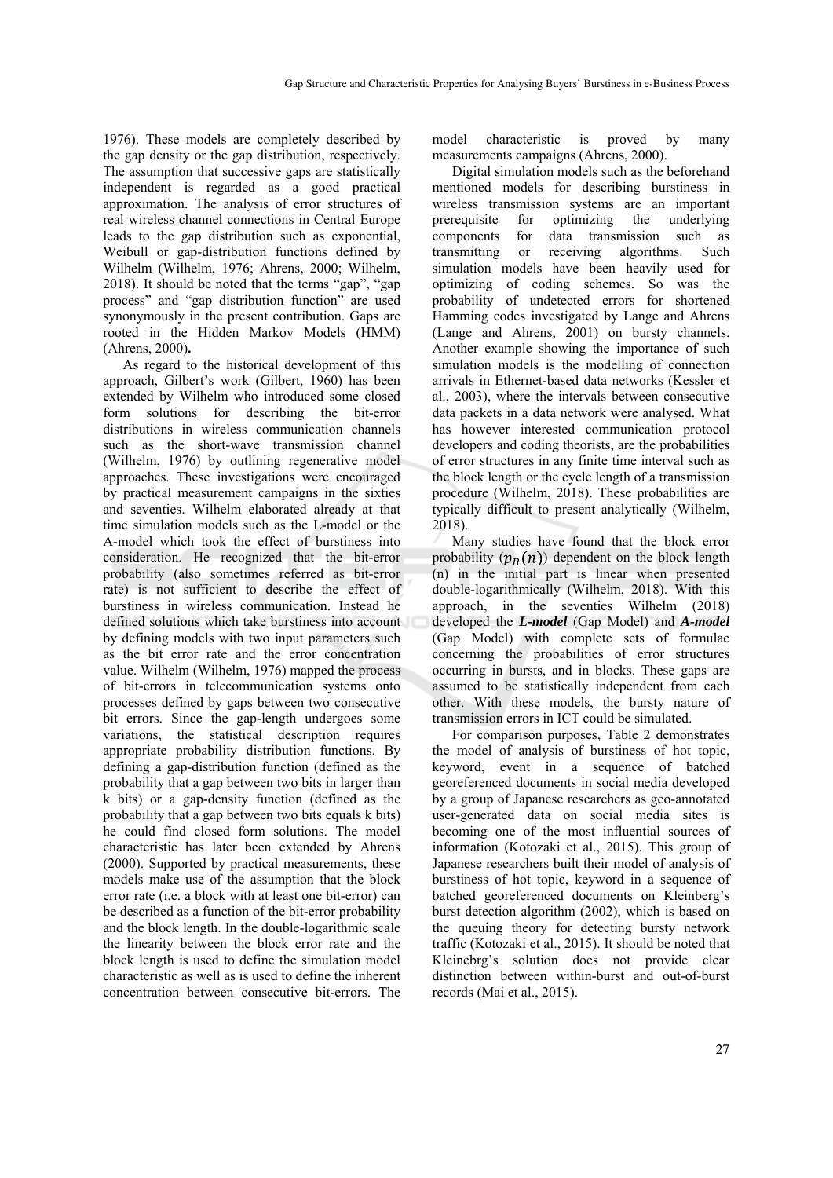1976). These models are completely described by the gap density or the gap distribution, respectively. The assumption that successive gaps are statistically independent is regarded as a good practical approximation. The analysis of error structures of real wireless channel connections in Central Europe leads to the gap distribution such as exponential, Weibull or gap-distribution functions defined by Wilhelm (Wilhelm, 1976; Ahrens, 2000; Wilhelm, 2018). It should be noted that the terms "gap", "gap process" and "gap distribution function" are used synonymously in the present contribution. Gaps are rooted in the Hidden Markov Models (HMM) (Ahrens, 2000)**.**

As regard to the historical development of this approach, Gilbert's work (Gilbert, 1960) has been extended by Wilhelm who introduced some closed form solutions for describing the bit-error distributions in wireless communication channels such as the short-wave transmission channel (Wilhelm, 1976) by outlining regenerative model approaches. These investigations were encouraged by practical measurement campaigns in the sixties and seventies. Wilhelm elaborated already at that time simulation models such as the L-model or the A-model which took the effect of burstiness into consideration. He recognized that the bit-error probability (also sometimes referred as bit-error rate) is not sufficient to describe the effect of burstiness in wireless communication. Instead he defined solutions which take burstiness into account by defining models with two input parameters such as the bit error rate and the error concentration value. Wilhelm (Wilhelm, 1976) mapped the process of bit-errors in telecommunication systems onto processes defined by gaps between two consecutive bit errors. Since the gap-length undergoes some variations, the statistical description requires appropriate probability distribution functions. By defining a gap-distribution function (defined as the probability that a gap between two bits in larger than k bits) or a gap-density function (defined as the probability that a gap between two bits equals k bits) he could find closed form solutions. The model characteristic has later been extended by Ahrens (2000). Supported by practical measurements, these models make use of the assumption that the block error rate (i.e. a block with at least one bit-error) can be described as a function of the bit-error probability and the block length. In the double-logarithmic scale the linearity between the block error rate and the block length is used to define the simulation model characteristic as well as is used to define the inherent concentration between consecutive bit-errors. The model characteristic is proved by many measurements campaigns (Ahrens, 2000).

Digital simulation models such as the beforehand mentioned models for describing burstiness in wireless transmission systems are an important prerequisite for optimizing the underlying components for data transmission such as transmitting or receiving algorithms. Such simulation models have been heavily used for optimizing of coding schemes. So was the probability of undetected errors for shortened Hamming codes investigated by Lange and Ahrens (Lange and Ahrens, 2001) on bursty channels. Another example showing the importance of such simulation models is the modelling of connection arrivals in Ethernet-based data networks (Kessler et al., 2003), where the intervals between consecutive data packets in a data network were analysed. What has however interested communication protocol developers and coding theorists, are the probabilities of error structures in any finite time interval such as the block length or the cycle length of a transmission procedure (Wilhelm, 2018). These probabilities are typically difficult to present analytically (Wilhelm, 2018).

Many studies have found that the block error probability ($p_B(n)$) dependent on the block length (n) in the initial part is linear when presented double-logarithmically (Wilhelm, 2018). With this approach, in the seventies Wilhelm (2018) developed the ***L-model*** (Gap Model) and ***A-model*** (Gap Model) with complete sets of formulae concerning the probabilities of error structures occurring in bursts, and in blocks. These gaps are assumed to be statistically independent from each other. With these models, the bursty nature of transmission errors in ICT could be simulated.

For comparison purposes, Table 2 demonstrates the model of analysis of burstiness of hot topic, keyword, event in a sequence of batched georeferenced documents in social media developed by a group of Japanese researchers as geo-annotated user-generated data on social media sites is becoming one of the most influential sources of information (Kotozaki et al., 2015). This group of Japanese researchers built their model of analysis of burstiness of hot topic, keyword in a sequence of batched georeferenced documents on Kleinberg's burst detection algorithm (2002), which is based on the queuing theory for detecting bursty network traffic (Kotozaki et al., 2015). It should be noted that Kleinebrg's solution does not provide clear distinction between within-burst and out-of-burst records (Mai et al., 2015).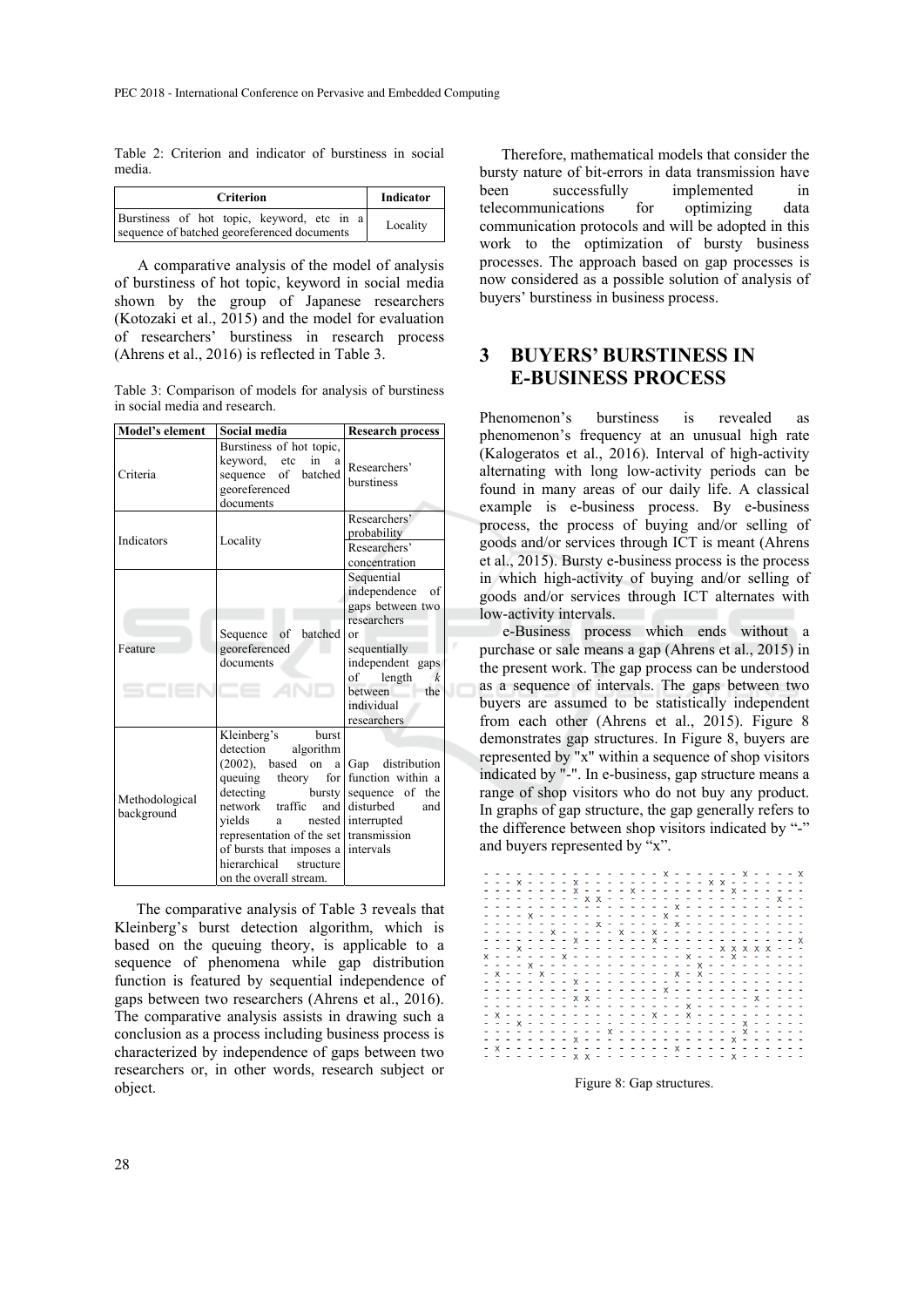Table 2: Criterion and indicator of burstiness in social media.

| Criterion | Indicator |
|---|---|
| Burstiness of hot topic, keyword, etc in a sequence of batched georeferenced documents | Locality |

A comparative analysis of the model of analysis of burstiness of hot topic, keyword in social media shown by the group of Japanese researchers (Kotozaki et al., 2015) and the model for evaluation of researchers' burstiness in research process (Ahrens et al., 2016) is reflected in Table 3.

Table 3: Comparison of models for analysis of burstiness in social media and research.

| Model's element | Social media | Research process |
|---|---|---|
| Criteria | Burstiness of hot topic, keyword, etc in a sequence of batched georeferenced documents | Researchers' burstiness |
| Indicators | Locality | Researchers' probability |
| | | Researchers' concentration |
| Feature | Sequence of batched georeferenced documents | Sequential independence of gaps between two researchers or sequentially independent gaps of length *k* between the individual researchers |
| Methodological background | Kleinberg's burst detection algorithm (2002), based on a queuing theory for detecting bursty network traffic and yields a nested representation of the set of bursts that imposes a hierarchical structure on the overall stream. | Gap distribution function within a sequence of the disturbed and interrupted transmission intervals |

The comparative analysis of Table 3 reveals that Kleinberg's burst detection algorithm, which is based on the queuing theory, is applicable to a sequence of phenomena while gap distribution function is featured by sequential independence of gaps between two researchers (Ahrens et al., 2016). The comparative analysis assists in drawing such a conclusion as a process including business process is characterized by independence of gaps between two researchers or, in other words, research subject or object.

Therefore, mathematical models that consider the bursty nature of bit-errors in data transmission have been successfully implemented in telecommunications for optimizing data communication protocols and will be adopted in this work to the optimization of bursty business processes. The approach based on gap processes is now considered as a possible solution of analysis of buyers' burstiness in business process.

## 3 BUYERS' BURSTINESS IN E-BUSINESS PROCESS

Phenomenon's burstiness is revealed as phenomenon's frequency at an unusual high rate (Kalogeratos et al., 2016). Interval of high-activity alternating with long low-activity periods can be found in many areas of our daily life. A classical example is e-business process. By e-business process, the process of buying and/or selling of goods and/or services through ICT is meant (Ahrens et al., 2015). Bursty e-business process is the process in which high-activity of buying and/or selling of goods and/or services through ICT alternates with low-activity intervals.

e-Business process which ends without a purchase or sale means a gap (Ahrens et al., 2015) in the present work. The gap process can be understood as a sequence of intervals. The gaps between two buyers are assumed to be statistically independent from each other (Ahrens et al., 2015). Figure 8 demonstrates gap structures. In Figure 8, buyers are represented by "x" within a sequence of shop visitors indicated by "-". In e-business, gap structure means a range of shop visitors who do not buy any product. In graphs of gap structure, the gap generally refers to the difference between shop visitors indicated by "-" and buyers represented by "x".

Figure 8: Gap structures.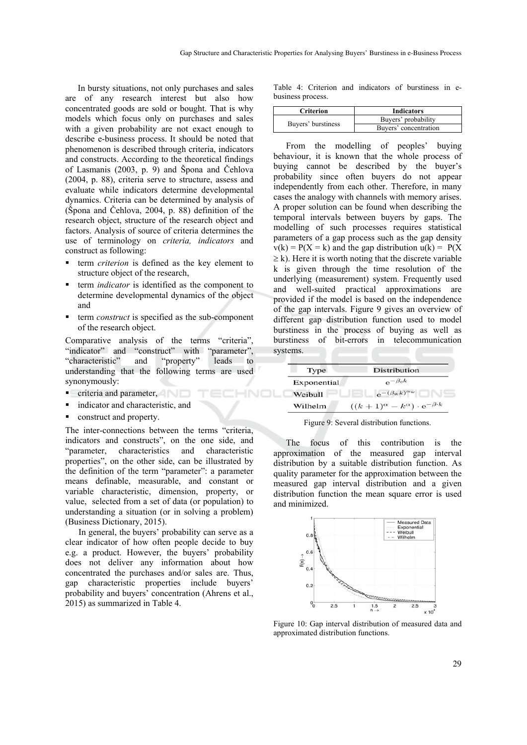In bursty situations, not only purchases and sales are of any research interest but also how concentrated goods are sold or bought. That is why models which focus only on purchases and sales with a given probability are not exact enough to describe e-business process. It should be noted that phenomenon is described through criteria, indicators and constructs. According to the theoretical findings of Lasmanis (2003, p. 9) and Špona and Čehlova (2004, p. 88), criteria serve to structure, assess and evaluate while indicators determine developmental dynamics. Criteria can be determined by analysis of (Špona and Čehlova, 2004, p. 88) definition of the research object, structure of the research object and factors. Analysis of source of criteria determines the use of terminology on *criteria, indicators* and construct as following:

- term *criterion* is defined as the key element to structure object of the research,
- term *indicator* is identified as the component to determine developmental dynamics of the object and
- term *construct* is specified as the sub-component of the research object.

Comparative analysis of the terms "criteria", "indicator" and "construct" with "parameter", "characteristic" and "property" leads to understanding that the following terms are used synonymously:

- criteria and parameter,
- indicator and characteristic, and
- construct and property.

The inter-connections between the terms "criteria, indicators and constructs", on the one side, and "parameter, characteristics and characteristic properties", on the other side, can be illustrated by the definition of the term "parameter": a parameter means definable, measurable, and constant or variable characteristic, dimension, property, or value, selected from a set of data (or population) to understanding a situation (or in solving a problem) (Business Dictionary, 2015).

In general, the buyers' probability can serve as a clear indicator of how often people decide to buy e.g. a product. However, the buyers' probability does not deliver any information about how concentrated the purchases and/or sales are. Thus, gap characteristic properties include buyers' probability and buyers' concentration (Ahrens et al., 2015) as summarized in Table 4.

Table 4: Criterion and indicators of burstiness in e-business process.

| Criterion | Indicators |
|---|---|
| Buyers' burstiness | Buyers' probability |
| | Buyers' concentration |

From the modelling of peoples' buying behaviour, it is known that the whole process of buying cannot be described by the buyer's probability since often buyers do not appear independently from each other. Therefore, in many cases the analogy with channels with memory arises. A proper solution can be found when describing the temporal intervals between buyers by gaps. The modelling of such processes requires statistical parameters of a gap process such as the gap density $v(k) = P(X = k)$ and the gap distribution $u(k) = P(X \geq k)$. Here it is worth noting that the discrete variable $k$ is given through the time resolution of the underlying (measurement) system. Frequently used and well-suited practical approximations are provided if the model is based on the independence of the gap intervals. Figure 9 gives an overview of different gap distribution function used to model burstiness in the process of buying as well as burstiness of bit-errors in telecommunication systems.

| Type | Distribution |
|---|---|
| Exponential | $e^{-\beta_e k}$ |
| Weibull | $e^{-(\beta_w k)^{\alpha_w}}$ |
| Wilhelm | $((k+1)^{\alpha} - k^{\alpha}) \cdot e^{-\beta \cdot k}$ |

Figure 9: Several distribution functions.

The focus of this contribution is the approximation of the measured gap interval distribution by a suitable distribution function. As quality parameter for the approximation between the measured gap interval distribution and a given distribution function the mean square error is used and minimized.

Figure 10: Gap interval distribution of measured data and approximated distribution functions.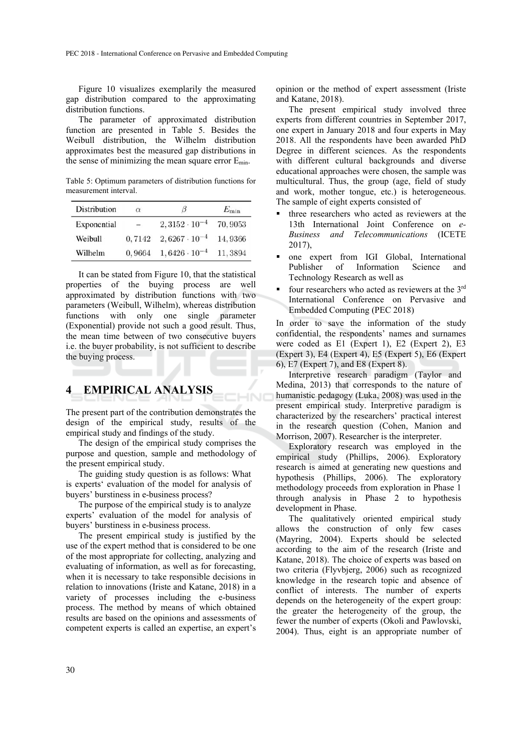Figure 10 visualizes exemplarily the measured gap distribution compared to the approximating distribution functions.

The parameter of approximated distribution function are presented in Table 5. Besides the Weibull distribution, the Wilhelm distribution approximates best the measured gap distributions in the sense of minimizing the mean square error $E_{min}$.

Table 5: Optimum parameters of distribution functions for measurement interval.

| Distribution | $\alpha$ | $\beta$ | $E_{\min}$ |
|---|---|---|---|
| Exponential | – | $2,3152 \cdot 10^{-4}$ | 70, 9053 |
| Weibull | 0, 7142 | $2,6267 \cdot 10^{-4}$ | 14, 9366 |
| Wilhelm | 0, 9664 | $1,6426 \cdot 10^{-4}$ | 11, 3894 |

It can be stated from Figure 10, that the statistical properties of the buying process are well approximated by distribution functions with two parameters (Weibull, Wilhelm), whereas distribution functions with only one single parameter (Exponential) provide not such a good result. Thus, the mean time between of two consecutive buyers i.e. the buyer probability, is not sufficient to describe the buying process.

# 4 EMPIRICAL ANALYSIS

The present part of the contribution demonstrates the design of the empirical study, results of the empirical study and findings of the study.

The design of the empirical study comprises the purpose and question, sample and methodology of the present empirical study.

The guiding study question is as follows: What is experts' evaluation of the model for analysis of buyers' burstiness in e-business process?

The purpose of the empirical study is to analyze experts' evaluation of the model for analysis of buyers' burstiness in e-business process.

The present empirical study is justified by the use of the expert method that is considered to be one of the most appropriate for collecting, analyzing and evaluating of information, as well as for forecasting, when it is necessary to take responsible decisions in relation to innovations (Iriste and Katane, 2018) in a variety of processes including the e-business process. The method by means of which obtained results are based on the opinions and assessments of competent experts is called an expertise, an expert's opinion or the method of expert assessment (Iriste and Katane, 2018).

The present empirical study involved three experts from different countries in September 2017, one expert in January 2018 and four experts in May 2018. All the respondents have been awarded PhD Degree in different sciences. As the respondents with different cultural backgrounds and diverse educational approaches were chosen, the sample was multicultural. Thus, the group (age, field of study and work, mother tongue, etc.) is heterogeneous. The sample of eight experts consisted of

- three researchers who acted as reviewers at the 13th International Joint Conference on *e-Business and Telecommunications* (ICETE 2017),
- one expert from IGI Global, International Publisher of Information Science and Technology Research as well as
- four researchers who acted as reviewers at the 3rd International Conference on Pervasive and Embedded Computing (PEC 2018)

In order to save the information of the study confidential, the respondents' names and surnames were coded as E1 (Expert 1), E2 (Expert 2), E3 (Expert 3), E4 (Expert 4), E5 (Expert 5), E6 (Expert 6), E7 (Expert 7), and E8 (Expert 8).

Interpretive research paradigm (Taylor and Medina, 2013) that corresponds to the nature of humanistic pedagogy (Luka, 2008) was used in the present empirical study. Interpretive paradigm is characterized by the researchers' practical interest in the research question (Cohen, Manion and Morrison, 2007). Researcher is the interpreter.

Exploratory research was employed in the empirical study (Phillips, 2006). Exploratory research is aimed at generating new questions and hypothesis (Phillips, 2006). The exploratory methodology proceeds from exploration in Phase 1 through analysis in Phase 2 to hypothesis development in Phase.

The qualitatively oriented empirical study allows the construction of only few cases (Mayring, 2004). Experts should be selected according to the aim of the research (Iriste and Katane, 2018). The choice of experts was based on two criteria (Flyvbjerg, 2006) such as recognized knowledge in the research topic and absence of conflict of interests. The number of experts depends on the heterogeneity of the expert group: the greater the heterogeneity of the group, the fewer the number of experts (Okoli and Pawlovski, 2004). Thus, eight is an appropriate number of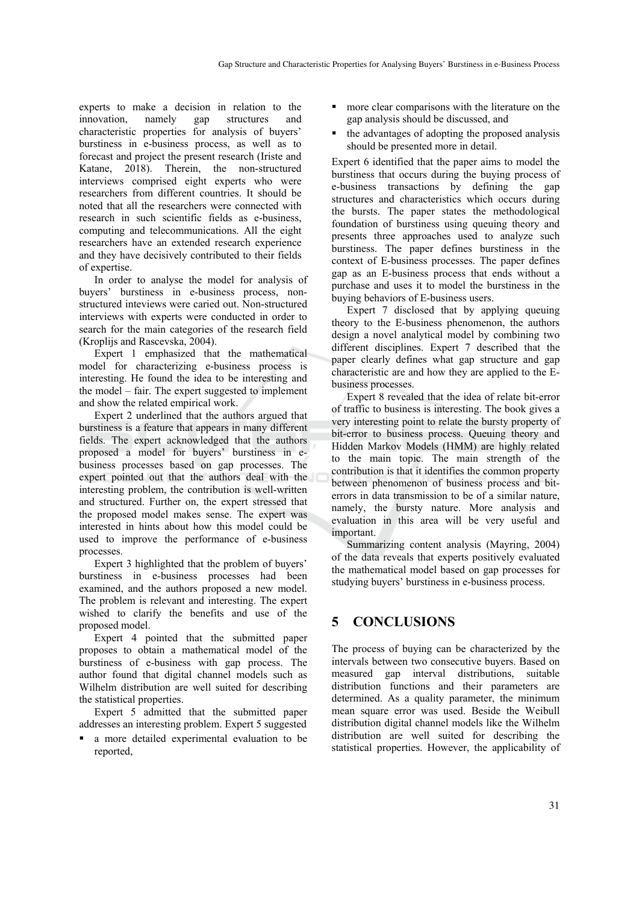experts to make a decision in relation to the innovation, namely gap structures and characteristic properties for analysis of buyers' burstiness in e-business process, as well as to forecast and project the present research (Iriste and Katane, 2018). Therein, the non-structured interviews comprised eight experts who were researchers from different countries. It should be noted that all the researchers were connected with research in such scientific fields as e-business, computing and telecommunications. All the eight researchers have an extended research experience and they have decisively contributed to their fields of expertise.

In order to analyse the model for analysis of buyers' burstiness in e-business process, non-structured inteviews were caried out. Non-structured interviews with experts were conducted in order to search for the main categories of the research field (Kroplijs and Rascevska, 2004).

Expert 1 emphasized that the mathematical model for characterizing e-business process is interesting. He found the idea to be interesting and the model – fair. The expert suggested to implement and show the related empirical work.

Expert 2 underlined that the authors argued that burstiness is a feature that appears in many different fields. The expert acknowledged that the authors proposed a model for buyers' burstiness in e-business processes based on gap processes. The expert pointed out that the authors deal with the interesting problem, the contribution is well-written and structured. Further on, the expert stressed that the proposed model makes sense. The expert was interested in hints about how this model could be used to improve the performance of e-business processes.

Expert 3 highlighted that the problem of buyers' burstiness in e-business processes had been examined, and the authors proposed a new model. The problem is relevant and interesting. The expert wished to clarify the benefits and use of the proposed model.

Expert 4 pointed that the submitted paper proposes to obtain a mathematical model of the burstiness of e-business with gap process. The author found that digital channel models such as Wilhelm distribution are well suited for describing the statistical properties.

Expert 5 admitted that the submitted paper addresses an interesting problem. Expert 5 suggested

- a more detailed experimental evaluation to be reported,
- more clear comparisons with the literature on the gap analysis should be discussed, and
- the advantages of adopting the proposed analysis should be presented more in detail.

Expert 6 identified that the paper aims to model the burstiness that occurs during the buying process of e-business transactions by defining the gap structures and characteristics which occurs during the bursts. The paper states the methodological foundation of burstiness using queuing theory and presents three approaches used to analyze such burstiness. The paper defines burstiness in the context of E-business processes. The paper defines gap as an E-business process that ends without a purchase and uses it to model the burstiness in the buying behaviors of E-business users.

Expert 7 disclosed that by applying queuing theory to the E-business phenomenon, the authors design a novel analytical model by combining two different disciplines. Expert 7 described that the paper clearly defines what gap structure and gap characteristic are and how they are applied to the E-business processes.

Expert 8 revealed that the idea of relate bit-error of traffic to business is interesting. The book gives a very interesting point to relate the bursty property of bit-error to business process. Queuing theory and Hidden Markov Models (HMM) are highly related to the main topic. The main strength of the contribution is that it identifies the common property between phenomenon of business process and bit-errors in data transmission to be of a similar nature, namely, the bursty nature. More analysis and evaluation in this area will be very useful and important.

Summarizing content analysis (Mayring, 2004) of the data reveals that experts positively evaluated the mathematical model based on gap processes for studying buyers' burstiness in e-business process.

## 5 CONCLUSIONS

The process of buying can be characterized by the intervals between two consecutive buyers. Based on measured gap interval distributions, suitable distribution functions and their parameters are determined. As a quality parameter, the minimum mean square error was used. Beside the Weibull distribution digital channel models like the Wilhelm distribution are well suited for describing the statistical properties. However, the applicability of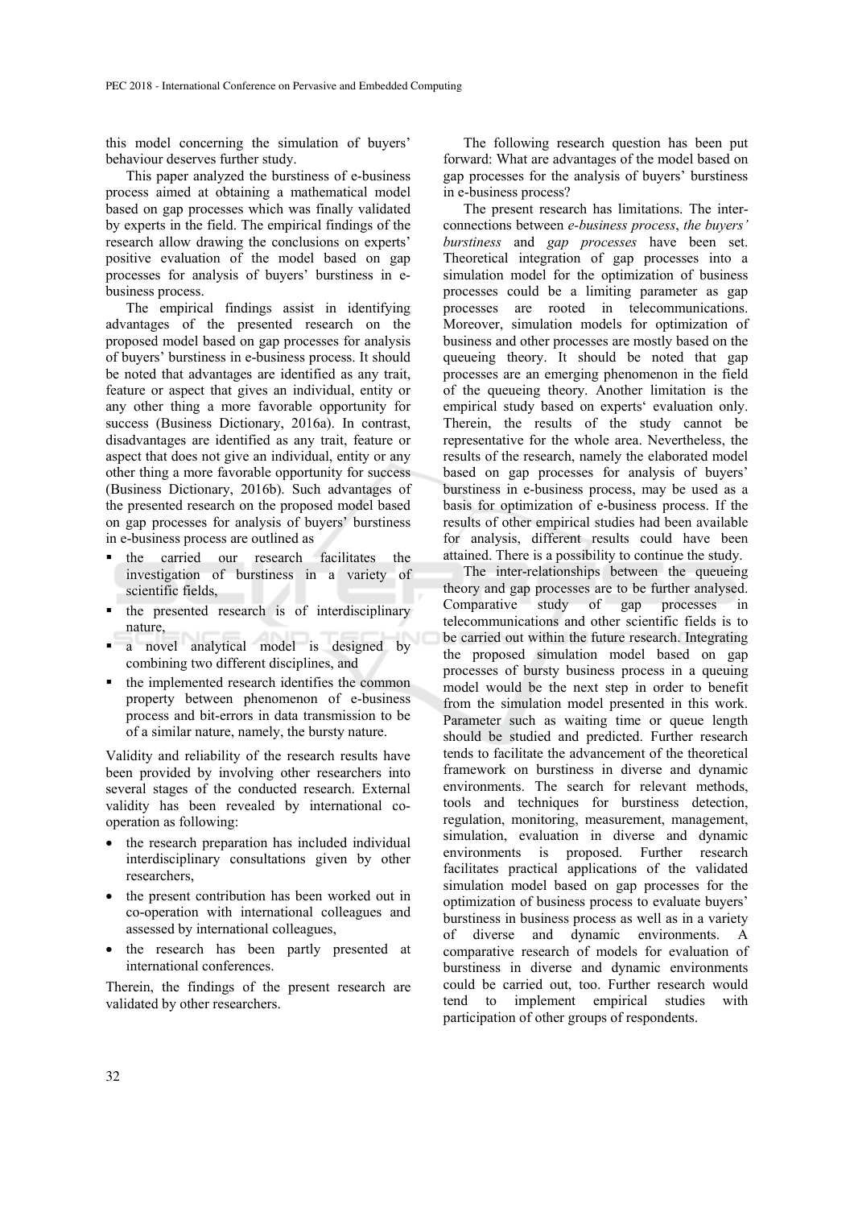this model concerning the simulation of buyers' behaviour deserves further study.

This paper analyzed the burstiness of e-business process aimed at obtaining a mathematical model based on gap processes which was finally validated by experts in the field. The empirical findings of the research allow drawing the conclusions on experts' positive evaluation of the model based on gap processes for analysis of buyers' burstiness in e-business process.

The empirical findings assist in identifying advantages of the presented research on the proposed model based on gap processes for analysis of buyers' burstiness in e-business process. It should be noted that advantages are identified as any trait, feature or aspect that gives an individual, entity or any other thing a more favorable opportunity for success (Business Dictionary, 2016a). In contrast, disadvantages are identified as any trait, feature or aspect that does not give an individual, entity or any other thing a more favorable opportunity for success (Business Dictionary, 2016b). Such advantages of the presented research on the proposed model based on gap processes for analysis of buyers' burstiness in e-business process are outlined as

- the carried our research facilitates the investigation of burstiness in a variety of scientific fields,
- the presented research is of interdisciplinary nature,
- a novel analytical model is designed by combining two different disciplines, and
- the implemented research identifies the common property between phenomenon of e-business process and bit-errors in data transmission to be of a similar nature, namely, the bursty nature.

Validity and reliability of the research results have been provided by involving other researchers into several stages of the conducted research. External validity has been revealed by international co-operation as following:

- the research preparation has included individual interdisciplinary consultations given by other researchers,
- the present contribution has been worked out in co-operation with international colleagues and assessed by international colleagues,
- the research has been partly presented at international conferences.

Therein, the findings of the present research are validated by other researchers.

The following research question has been put forward: What are advantages of the model based on gap processes for the analysis of buyers' burstiness in e-business process?

The present research has limitations. The inter-connections between *e-business process*, *the buyers' burstiness* and *gap processes* have been set. Theoretical integration of gap processes into a simulation model for the optimization of business processes could be a limiting parameter as gap processes are rooted in telecommunications. Moreover, simulation models for optimization of business and other processes are mostly based on the queueing theory. It should be noted that gap processes are an emerging phenomenon in the field of the queueing theory. Another limitation is the empirical study based on experts' evaluation only. Therein, the results of the study cannot be representative for the whole area. Nevertheless, the results of the research, namely the elaborated model based on gap processes for analysis of buyers' burstiness in e-business process, may be used as a basis for optimization of e-business process. If the results of other empirical studies had been available for analysis, different results could have been attained. There is a possibility to continue the study.

The inter-relationships between the queueing theory and gap processes are to be further analysed. Comparative study of gap processes in telecommunications and other scientific fields is to be carried out within the future research. Integrating the proposed simulation model based on gap processes of bursty business process in a queuing model would be the next step in order to benefit from the simulation model presented in this work. Parameter such as waiting time or queue length should be studied and predicted. Further research tends to facilitate the advancement of the theoretical framework on burstiness in diverse and dynamic environments. The search for relevant methods, tools and techniques for burstiness detection, regulation, monitoring, measurement, management, simulation, evaluation in diverse and dynamic environments is proposed. Further research facilitates practical applications of the validated simulation model based on gap processes for the optimization of business process to evaluate buyers' burstiness in business process as well as in a variety of diverse and dynamic environments. A comparative research of models for evaluation of burstiness in diverse and dynamic environments could be carried out, too. Further research would tend to implement empirical studies with participation of other groups of respondents.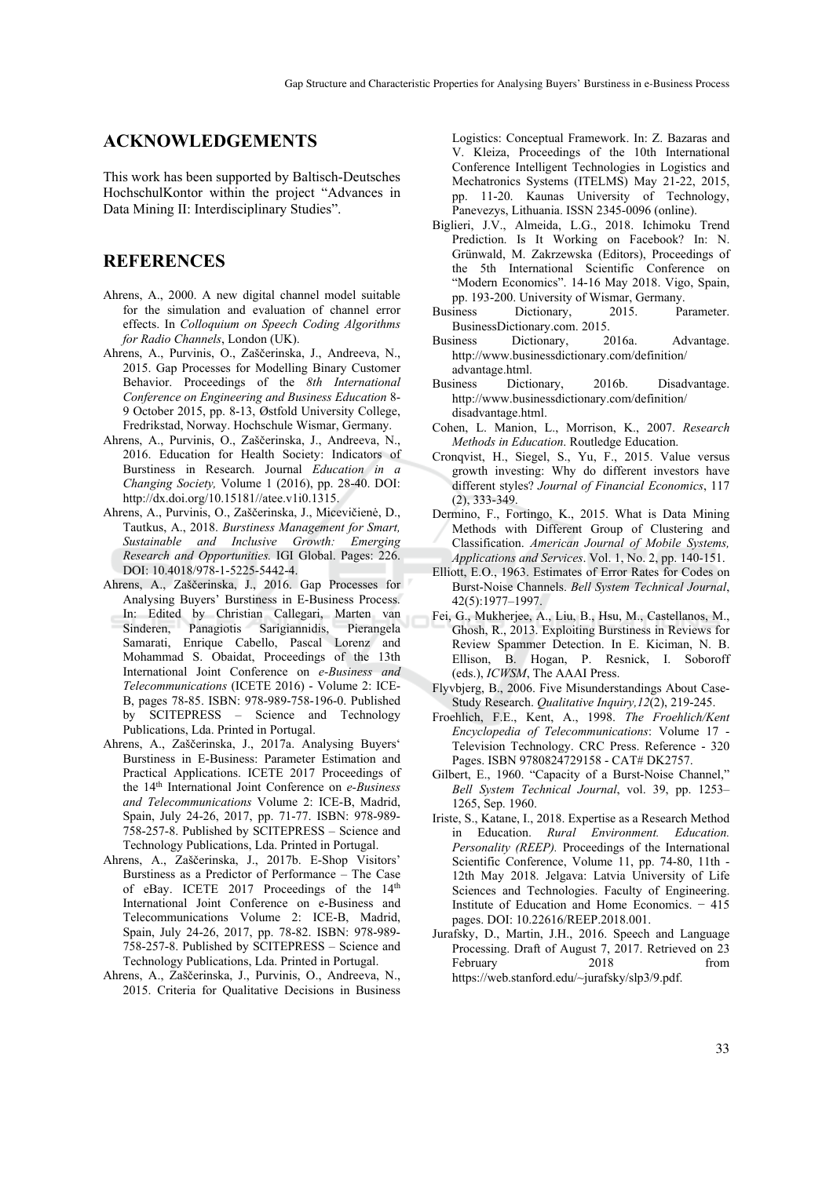## ACKNOWLEDGEMENTS

This work has been supported by Baltisch-Deutsches HochschulKontor within the project "Advances in Data Mining II: Interdisciplinary Studies".

## REFERENCES

Ahrens, A., 2000. A new digital channel model suitable for the simulation and evaluation of channel error effects. In *Colloquium on Speech Coding Algorithms for Radio Channels*, London (UK).

Ahrens, A., Purvinis, O., Zaščerinska, J., Andreeva, N., 2015. Gap Processes for Modelling Binary Customer Behavior. Proceedings of the *8th International Conference on Engineering and Business Education* 8-9 October 2015, pp. 8-13, Østfold University College, Fredrikstad, Norway. Hochschule Wismar, Germany.

Ahrens, A., Purvinis, O., Zaščerinska, J., Andreeva, N., 2016. Education for Health Society: Indicators of Burstiness in Research. Journal *Education in a Changing Society,* Volume 1 (2016), pp. 28-40. DOI: http://dx.doi.org/10.15181//atee.v1i0.1315.

Ahrens, A., Purvinis, O., Zaščerinska, J., Micevičienė, D., Tautkus, A., 2018. *Burstiness Management for Smart, Sustainable and Inclusive Growth: Emerging Research and Opportunities.* IGI Global. Pages: 226. DOI: 10.4018/978-1-5225-5442-4.

Ahrens, A., Zaščerinska, J., 2016. Gap Processes for Analysing Buyers' Burstiness in E-Business Process. In: Edited by Christian Callegari, Marten van Sinderen, Panagiotis Sarigiannidis, Pierangela Samarati, Enrique Cabello, Pascal Lorenz and Mohammad S. Obaidat, Proceedings of the 13th International Joint Conference on *e-Business and Telecommunications* (ICETE 2016) - Volume 2: ICE-B, pages 78-85. ISBN: 978-989-758-196-0. Published by SCITEPRESS – Science and Technology Publications, Lda. Printed in Portugal.

Ahrens, A., Zaščerinska, J., 2017a. Analysing Buyers' Burstiness in E-Business: Parameter Estimation and Practical Applications. ICETE 2017 Proceedings of the 14th International Joint Conference on *e-Business and Telecommunications* Volume 2: ICE-B, Madrid, Spain, July 24-26, 2017, pp. 71-77. ISBN: 978-989-758-257-8. Published by SCITEPRESS – Science and Technology Publications, Lda. Printed in Portugal.

Ahrens, A., Zaščerinska, J., 2017b. E-Shop Visitors' Burstiness as a Predictor of Performance – The Case of eBay. ICETE 2017 Proceedings of the 14th International Joint Conference on e-Business and Telecommunications Volume 2: ICE-B, Madrid, Spain, July 24-26, 2017, pp. 78-82. ISBN: 978-989-758-257-8. Published by SCITEPRESS – Science and Technology Publications, Lda. Printed in Portugal.

Ahrens, A., Zaščerinska, J., Purvinis, O., Andreeva, N., 2015. Criteria for Qualitative Decisions in Business Logistics: Conceptual Framework. In: Z. Bazaras and V. Kleiza, Proceedings of the 10th International Conference Intelligent Technologies in Logistics and Mechatronics Systems (ITELMS) May 21-22, 2015, pp. 11-20. Kaunas University of Technology, Panevezys, Lithuania. ISSN 2345-0096 (online).

Biglieri, J.V., Almeida, L.G., 2018. Ichimoku Trend Prediction. Is It Working on Facebook? In: N. Grünwald, M. Zakrzewska (Editors), Proceedings of the 5th International Scientific Conference on "Modern Economics". 14-16 May 2018. Vigo, Spain, pp. 193-200. University of Wismar, Germany.

Business Dictionary, 2015. Parameter. BusinessDictionary.com. 2015.

Business Dictionary, 2016a. Advantage. http://www.businessdictionary.com/definition/advantage.html.

Business Dictionary, 2016b. Disadvantage. http://www.businessdictionary.com/definition/disadvantage.html.

Cohen, L. Manion, L., Morrison, K., 2007. *Research Methods in Education*. Routledge Education.

Cronqvist, H., Siegel, S., Yu, F., 2015. Value versus growth investing: Why do different investors have different styles? *Journal of Financial Economics*, 117 (2), 333-349.

Dermino, F., Fortingo, K., 2015. What is Data Mining Methods with Different Group of Clustering and Classification. *American Journal of Mobile Systems, Applications and Services*. Vol. 1, No. 2, pp. 140-151.

Elliott, E.O., 1963. Estimates of Error Rates for Codes on Burst-Noise Channels. *Bell System Technical Journal*, 42(5):1977–1997.

Fei, G., Mukherjee, A., Liu, B., Hsu, M., Castellanos, M., Ghosh, R., 2013. Exploiting Burstiness in Reviews for Review Spammer Detection. In E. Kiciman, N. B. Ellison, B. Hogan, P. Resnick, I. Soboroff (eds.), *ICWSM*, The AAAI Press.

Flyvbjerg, B., 2006. Five Misunderstandings About Case-Study Research. *Qualitative Inquiry,12*(2), 219-245.

Froehlich, F.E., Kent, A., 1998. *The Froehlich/Kent Encyclopedia of Telecommunications*: Volume 17 - Television Technology. CRC Press. Reference - 320 Pages. ISBN 9780824729158 - CAT# DK2757.

Gilbert, E., 1960. "Capacity of a Burst-Noise Channel," *Bell System Technical Journal*, vol. 39, pp. 1253–1265, Sep. 1960.

Iriste, S., Katane, I., 2018. Expertise as a Research Method in Education. *Rural Environment. Education. Personality (REEP).* Proceedings of the International Scientific Conference, Volume 11, pp. 74-80, 11th - 12th May 2018. Jelgava: Latvia University of Life Sciences and Technologies. Faculty of Engineering. Institute of Education and Home Economics. − 415 pages. DOI: 10.22616/REEP.2018.001.

Jurafsky, D., Martin, J.H., 2016. Speech and Language Processing. Draft of August 7, 2017. Retrieved on 23 February 2018 from https://web.stanford.edu/~jurafsky/slp3/9.pdf.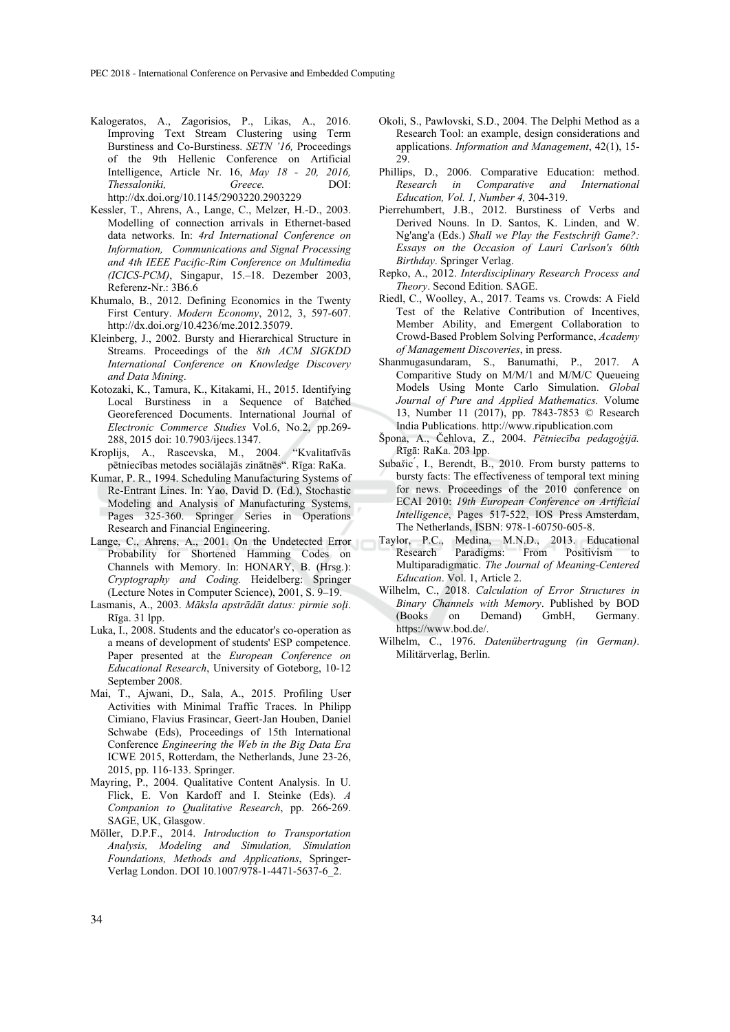Kalogeratos, A., Zagorisios, P., Likas, A., 2016. Improving Text Stream Clustering using Term Burstiness and Co-Burstiness. *SETN '16,* Proceedings of the 9th Hellenic Conference on Artificial Intelligence, Article Nr. 16, *May 18 - 20, 2016, Thessaloniki, Greece.* DOI: http://dx.doi.org/10.1145/2903220.2903229

Kessler, T., Ahrens, A., Lange, C., Melzer, H.-D., 2003. Modelling of connection arrivals in Ethernet-based data networks. In: *4rd International Conference on Information, Communications and Signal Processing and 4th IEEE Pacific-Rim Conference on Multimedia (ICICS-PCM)*, Singapur, 15.–18. Dezember 2003, Referenz-Nr.: 3B6.6

Khumalo, B., 2012. Defining Economics in the Twenty First Century. *Modern Economy*, 2012, 3, 597-607. http://dx.doi.org/10.4236/me.2012.35079.

Kleinberg, J., 2002. Bursty and Hierarchical Structure in Streams. Proceedings of the *8th ACM SIGKDD International Conference on Knowledge Discovery and Data Mining*.

Kotozaki, K., Tamura, K., Kitakami, H., 2015. Identifying Local Burstiness in a Sequence of Batched Georeferenced Documents. International Journal of *Electronic Commerce Studies* Vol.6, No.2, pp.269-288, 2015 doi: 10.7903/ijecs.1347.

Kroplijs, A., Rascevska, M., 2004. "Kvalitatīvās pētniecības metodes sociālajās zinātnēs". Rīga: RaKa.

Kumar, P. R., 1994. Scheduling Manufacturing Systems of Re-Entrant Lines. In: Yao, David D. (Ed.), Stochastic Modeling and Analysis of Manufacturing Systems, Pages 325-360. Springer Series in Operations Research and Financial Engineering.

Lange, C., Ahrens, A., 2001. On the Undetected Error Probability for Shortened Hamming Codes on Channels with Memory. In: HONARY, B. (Hrsg.): *Cryptography and Coding.* Heidelberg: Springer (Lecture Notes in Computer Science), 2001, S. 9–19.

Lasmanis, A., 2003. *Māksla apstrādāt datus: pirmie soļi*. Rīga. 31 lpp.

Luka, I., 2008. Students and the educator's co-operation as a means of development of students' ESP competence. Paper presented at the *European Conference on Educational Research*, University of Goteborg, 10-12 September 2008.

Mai, T., Ajwani, D., Sala, A., 2015. Profiling User Activities with Minimal Traffic Traces. In Philipp Cimiano, Flavius Frasincar, Geert-Jan Houben, Daniel Schwabe (Eds), Proceedings of 15th International Conference *Engineering the Web in the Big Data Era* ICWE 2015, Rotterdam, the Netherlands, June 23-26, 2015, pp. 116-133. Springer.

Mayring, P., 2004. Qualitative Content Analysis. In U. Flick, E. Von Kardoff and I. Steinke (Eds). *A Companion to Qualitative Research*, pp. 266-269. SAGE, UK, Glasgow.

Möller, D.P.F., 2014. *Introduction to Transportation Analysis, Modeling and Simulation, Simulation Foundations, Methods and Applications*, Springer-Verlag London. DOI 10.1007/978-1-4471-5637-6_2.

Okoli, S., Pawlovski, S.D., 2004. The Delphi Method as a Research Tool: an example, design considerations and applications. *Information and Management*, 42(1), 15-29.

Phillips, D., 2006. Comparative Education: method. *Research in Comparative and International Education, Vol. 1, Number 4,* 304-319.

Pierrehumbert, J.B., 2012. Burstiness of Verbs and Derived Nouns. In D. Santos, K. Linden, and W. Ng'ang'a (Eds.) *Shall we Play the Festschrift Game?: Essays on the Occasion of Lauri Carlson's 60th Birthday*. Springer Verlag.

Repko, A., 2012. *Interdisciplinary Research Process and Theory*. Second Edition. SAGE.

Riedl, C., Woolley, A., 2017. Teams vs. Crowds: A Field Test of the Relative Contribution of Incentives, Member Ability, and Emergent Collaboration to Crowd-Based Problem Solving Performance, *Academy of Management Discoveries*, in press.

Shanmugasundaram, S., Banumathi, P., 2017. A Comparitive Study on M/M/1 and M/M/C Queueing Models Using Monte Carlo Simulation. *Global Journal of Pure and Applied Mathematics.* Volume 13, Number 11 (2017), pp. 7843-7853 © Research India Publications. http://www.ripublication.com

Špona, A., Čehlova, Z., 2004. *Pētniecība pedagoģijā.* Rīgā: RaKa. 203 lpp.

Subašić, I., Berendt, B., 2010. From bursty patterns to bursty facts: The effectiveness of temporal text mining for news. Proceedings of the 2010 conference on ECAI 2010: *19th European Conference on Artificial Intelligence*, Pages 517-522, IOS Press Amsterdam, The Netherlands, ISBN: 978-1-60750-605-8.

Taylor, P.C., Medina, M.N.D., 2013. Educational Research Paradigms: From Positivism to Multiparadigmatic. *The Journal of Meaning-Centered Education*. Vol. 1, Article 2.

Wilhelm, C., 2018. *Calculation of Error Structures in Binary Channels with Memory*. Published by BOD (Books on Demand) GmbH, Germany. https://www.bod.de/.

Wilhelm, C., 1976. *Datenübertragung (in German)*. Militärverlag, Berlin.